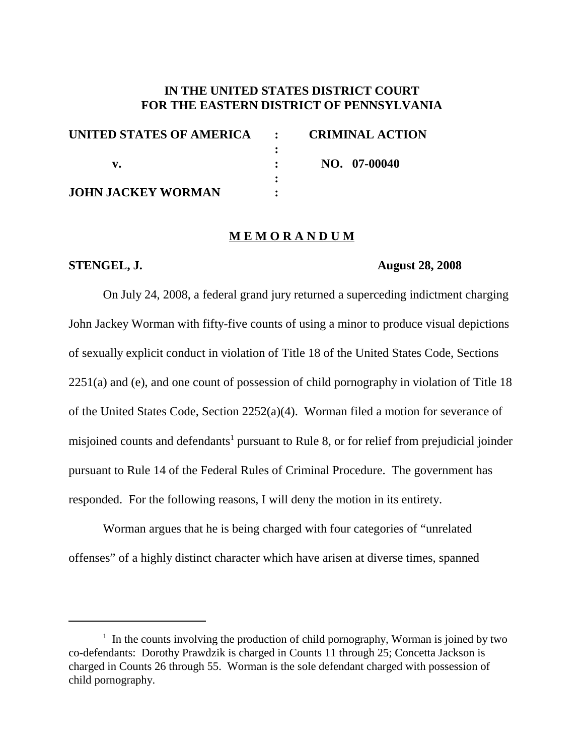**IN THE UNITED STATES DISTRICT COURT**
**FOR THE EASTERN DISTRICT OF PENNSYLVANIA**

| | | |
|---|---|---|
| **UNITED STATES OF AMERICA** | : | **CRIMINAL ACTION** |
| | : | |
| **v.** | : | **NO. 07-00040** |
| | : | |
| **JOHN JACKEY WORMAN** | : | |

**M E M O R A N D U M**

**STENGEL, J.** **August 28, 2008**

On July 24, 2008, a federal grand jury returned a superceding indictment charging John Jackey Worman with fifty-five counts of using a minor to produce visual depictions of sexually explicit conduct in violation of Title 18 of the United States Code, Sections 2251(a) and (e), and one count of possession of child pornography in violation of Title 18 of the United States Code, Section 2252(a)(4). Worman filed a motion for severance of misjoined counts and defendants[1] pursuant to Rule 8, or for relief from prejudicial joinder pursuant to Rule 14 of the Federal Rules of Criminal Procedure. The government has responded. For the following reasons, I will deny the motion in its entirety.

Worman argues that he is being charged with four categories of "unrelated offenses" of a highly distinct character which have arisen at diverse times, spanned

---

[1] In the counts involving the production of child pornography, Worman is joined by two co-defendants: Dorothy Prawdzik is charged in Counts 11 through 25; Concetta Jackson is charged in Counts 26 through 55. Worman is the sole defendant charged with possession of child pornography.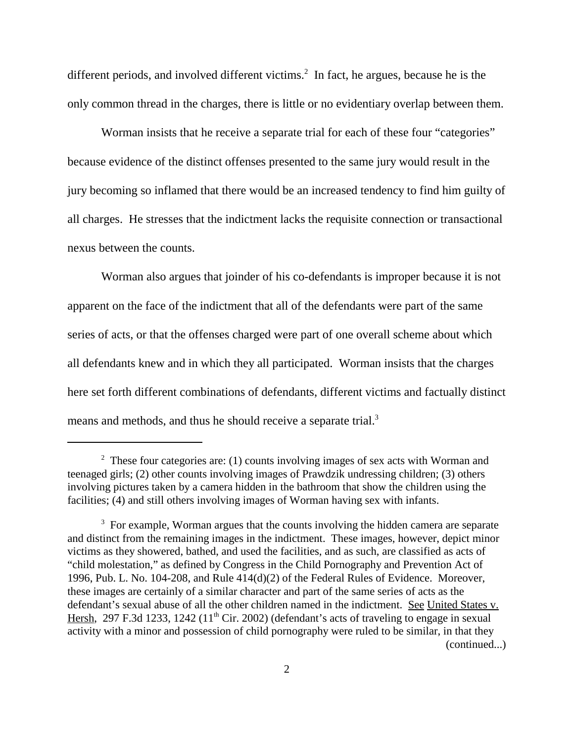different periods, and involved different victims.[2] In fact, he argues, because he is the only common thread in the charges, there is little or no evidentiary overlap between them.

Worman insists that he receive a separate trial for each of these four "categories" because evidence of the distinct offenses presented to the same jury would result in the jury becoming so inflamed that there would be an increased tendency to find him guilty of all charges. He stresses that the indictment lacks the requisite connection or transactional nexus between the counts.

Worman also argues that joinder of his co-defendants is improper because it is not apparent on the face of the indictment that all of the defendants were part of the same series of acts, or that the offenses charged were part of one overall scheme about which all defendants knew and in which they all participated. Worman insists that the charges here set forth different combinations of defendants, different victims and factually distinct means and methods, and thus he should receive a separate trial.[3]

---

[2] These four categories are: (1) counts involving images of sex acts with Worman and teenaged girls; (2) other counts involving images of Prawdzik undressing children; (3) others involving pictures taken by a camera hidden in the bathroom that show the children using the facilities; (4) and still others involving images of Worman having sex with infants.

[3] For example, Worman argues that the counts involving the hidden camera are separate and distinct from the remaining images in the indictment. These images, however, depict minor victims as they showered, bathed, and used the facilities, and as such, are classified as acts of "child molestation," as defined by Congress in the Child Pornography and Prevention Act of 1996, Pub. L. No. 104-208, and Rule 414(d)(2) of the Federal Rules of Evidence. Moreover, these images are certainly of a similar character and part of the same series of acts as the defendant's sexual abuse of all the other children named in the indictment. See United States v. Hersh, 297 F.3d 1233, 1242 (11th Cir. 2002) (defendant's acts of traveling to engage in sexual activity with a minor and possession of child pornography were ruled to be similar, in that they (continued...)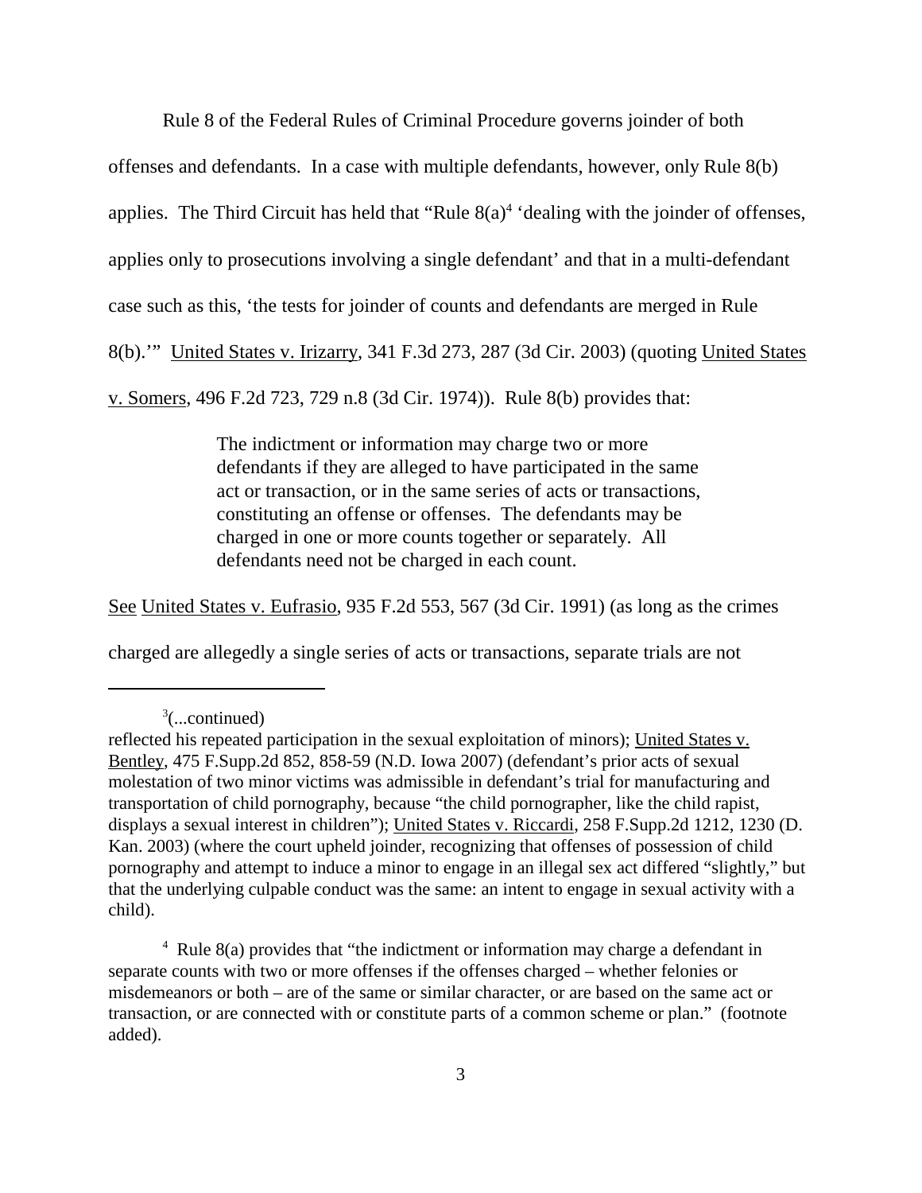Rule 8 of the Federal Rules of Criminal Procedure governs joinder of both offenses and defendants. In a case with multiple defendants, however, only Rule 8(b) applies. The Third Circuit has held that "Rule 8(a)[4] 'dealing with the joinder of offenses, applies only to prosecutions involving a single defendant' and that in a multi-defendant case such as this, 'the tests for joinder of counts and defendants are merged in Rule 8(b).'" United States v. Irizarry, 341 F.3d 273, 287 (3d Cir. 2003) (quoting United States v. Somers, 496 F.2d 723, 729 n.8 (3d Cir. 1974)). Rule 8(b) provides that:

> The indictment or information may charge two or more defendants if they are alleged to have participated in the same act or transaction, or in the same series of acts or transactions, constituting an offense or offenses. The defendants may be charged in one or more counts together or separately. All defendants need not be charged in each count.

See United States v. Eufrasio, 935 F.2d 553, 567 (3d Cir. 1991) (as long as the crimes charged are allegedly a single series of acts or transactions, separate trials are not

---

[3](...continued)
reflected his repeated participation in the sexual exploitation of minors); United States v. Bentley, 475 F.Supp.2d 852, 858-59 (N.D. Iowa 2007) (defendant's prior acts of sexual molestation of two minor victims was admissible in defendant's trial for manufacturing and transportation of child pornography, because "the child pornographer, like the child rapist, displays a sexual interest in children"); United States v. Riccardi, 258 F.Supp.2d 1212, 1230 (D. Kan. 2003) (where the court upheld joinder, recognizing that offenses of possession of child pornography and attempt to induce a minor to engage in an illegal sex act differed "slightly," but that the underlying culpable conduct was the same: an intent to engage in sexual activity with a child).

[4] Rule 8(a) provides that "the indictment or information may charge a defendant in separate counts with two or more offenses if the offenses charged – whether felonies or misdemeanors or both – are of the same or similar character, or are based on the same act or transaction, or are connected with or constitute parts of a common scheme or plan." (footnote added).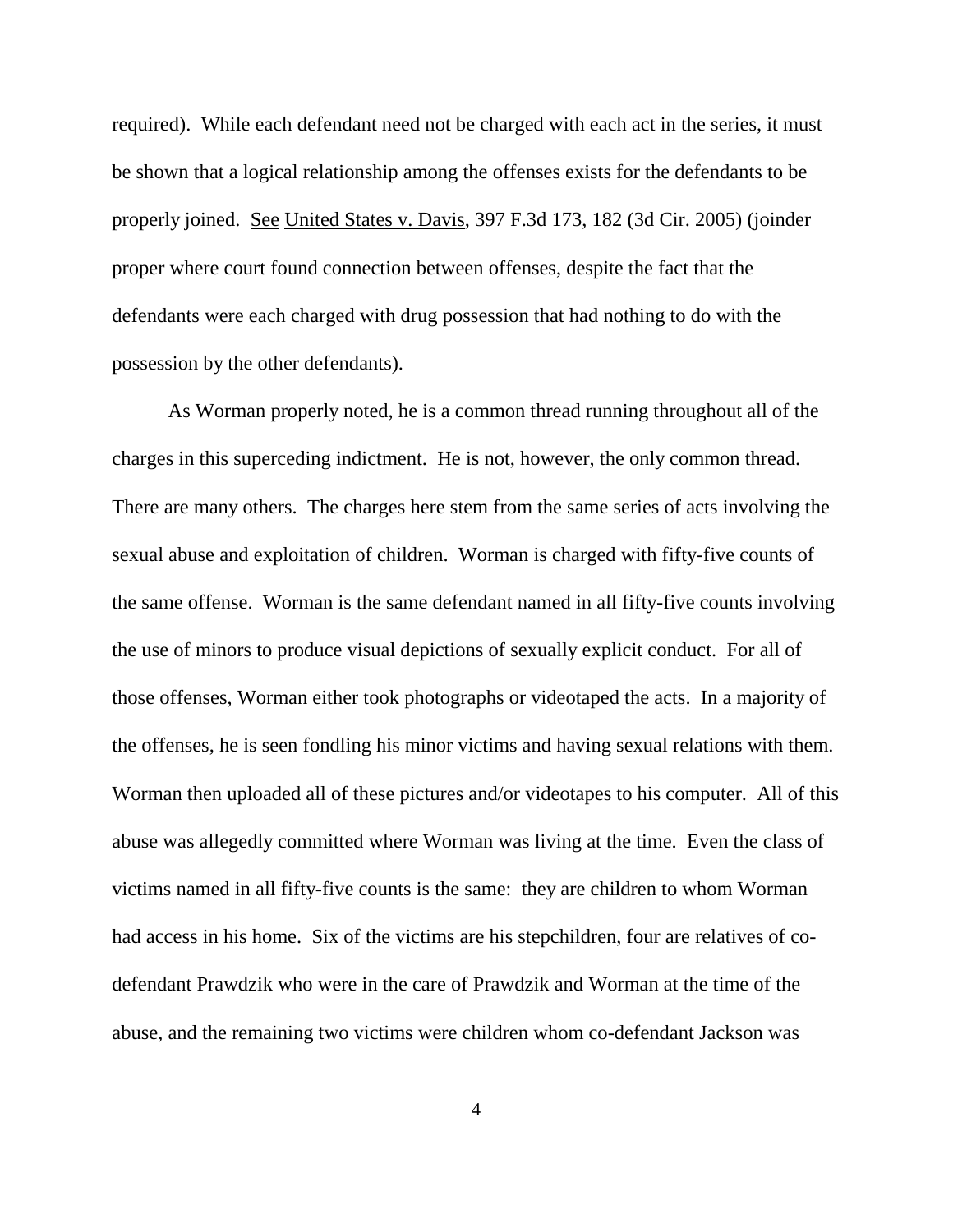required). While each defendant need not be charged with each act in the series, it must be shown that a logical relationship among the offenses exists for the defendants to be properly joined. See United States v. Davis, 397 F.3d 173, 182 (3d Cir. 2005) (joinder proper where court found connection between offenses, despite the fact that the defendants were each charged with drug possession that had nothing to do with the possession by the other defendants).

As Worman properly noted, he is a common thread running throughout all of the charges in this superceding indictment. He is not, however, the only common thread. There are many others. The charges here stem from the same series of acts involving the sexual abuse and exploitation of children. Worman is charged with fifty-five counts of the same offense. Worman is the same defendant named in all fifty-five counts involving the use of minors to produce visual depictions of sexually explicit conduct. For all of those offenses, Worman either took photographs or videotaped the acts. In a majority of the offenses, he is seen fondling his minor victims and having sexual relations with them. Worman then uploaded all of these pictures and/or videotapes to his computer. All of this abuse was allegedly committed where Worman was living at the time. Even the class of victims named in all fifty-five counts is the same: they are children to whom Worman had access in his home. Six of the victims are his stepchildren, four are relatives of co-defendant Prawdzik who were in the care of Prawdzik and Worman at the time of the abuse, and the remaining two victims were children whom co-defendant Jackson was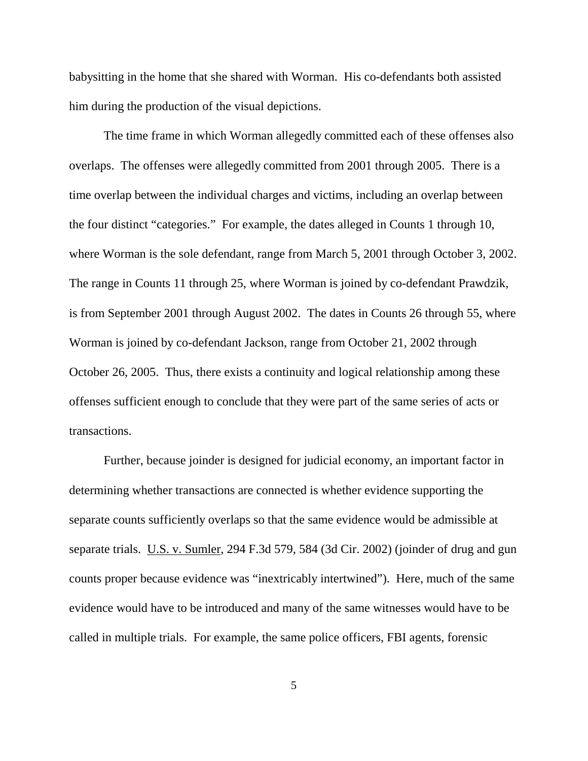babysitting in the home that she shared with Worman. His co-defendants both assisted him during the production of the visual depictions.

The time frame in which Worman allegedly committed each of these offenses also overlaps. The offenses were allegedly committed from 2001 through 2005. There is a time overlap between the individual charges and victims, including an overlap between the four distinct "categories." For example, the dates alleged in Counts 1 through 10, where Worman is the sole defendant, range from March 5, 2001 through October 3, 2002. The range in Counts 11 through 25, where Worman is joined by co-defendant Prawdzik, is from September 2001 through August 2002. The dates in Counts 26 through 55, where Worman is joined by co-defendant Jackson, range from October 21, 2002 through October 26, 2005. Thus, there exists a continuity and logical relationship among these offenses sufficient enough to conclude that they were part of the same series of acts or transactions.

Further, because joinder is designed for judicial economy, an important factor in determining whether transactions are connected is whether evidence supporting the separate counts sufficiently overlaps so that the same evidence would be admissible at separate trials. U.S. v. Sumler, 294 F.3d 579, 584 (3d Cir. 2002) (joinder of drug and gun counts proper because evidence was "inextricably intertwined"). Here, much of the same evidence would have to be introduced and many of the same witnesses would have to be called in multiple trials. For example, the same police officers, FBI agents, forensic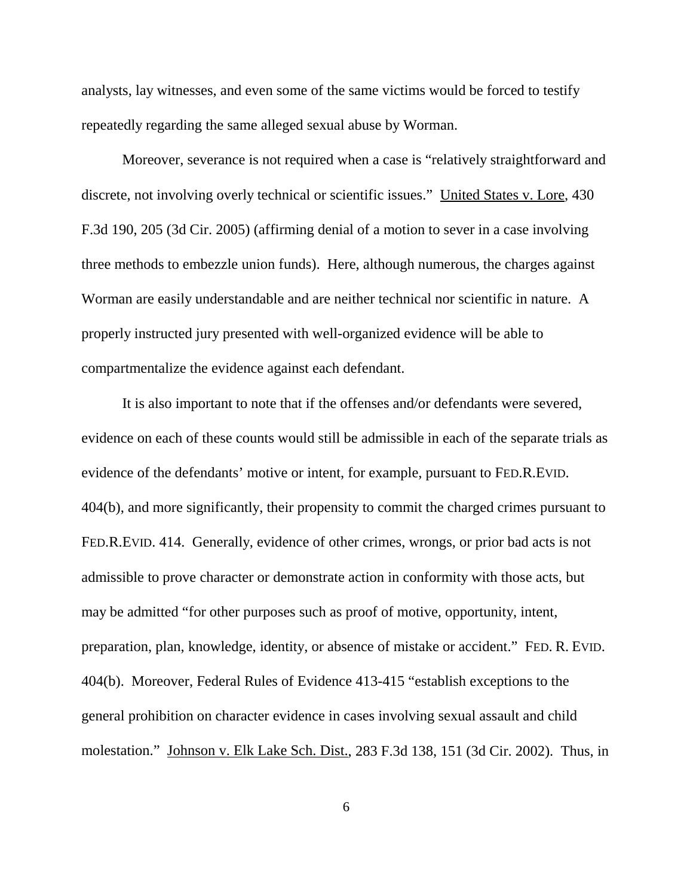analysts, lay witnesses, and even some of the same victims would be forced to testify repeatedly regarding the same alleged sexual abuse by Worman.

Moreover, severance is not required when a case is "relatively straightforward and discrete, not involving overly technical or scientific issues." United States v. Lore, 430 F.3d 190, 205 (3d Cir. 2005) (affirming denial of a motion to sever in a case involving three methods to embezzle union funds). Here, although numerous, the charges against Worman are easily understandable and are neither technical nor scientific in nature. A properly instructed jury presented with well-organized evidence will be able to compartmentalize the evidence against each defendant.

It is also important to note that if the offenses and/or defendants were severed, evidence on each of these counts would still be admissible in each of the separate trials as evidence of the defendants' motive or intent, for example, pursuant to FED.R.EVID. 404(b), and more significantly, their propensity to commit the charged crimes pursuant to FED.R.EVID. 414. Generally, evidence of other crimes, wrongs, or prior bad acts is not admissible to prove character or demonstrate action in conformity with those acts, but may be admitted "for other purposes such as proof of motive, opportunity, intent, preparation, plan, knowledge, identity, or absence of mistake or accident." FED. R. EVID. 404(b). Moreover, Federal Rules of Evidence 413-415 "establish exceptions to the general prohibition on character evidence in cases involving sexual assault and child molestation." Johnson v. Elk Lake Sch. Dist., 283 F.3d 138, 151 (3d Cir. 2002). Thus, in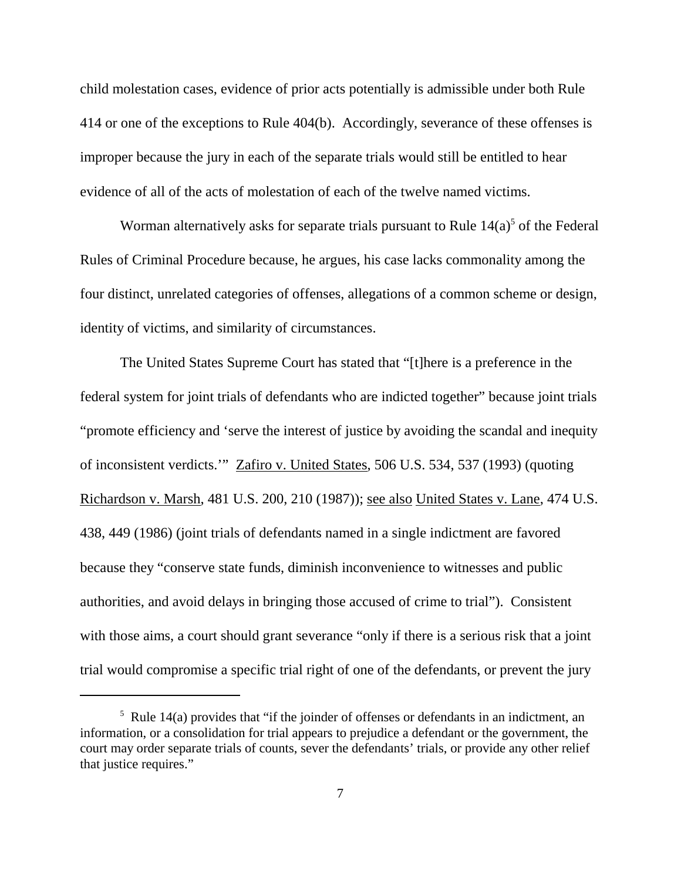child molestation cases, evidence of prior acts potentially is admissible under both Rule 414 or one of the exceptions to Rule 404(b). Accordingly, severance of these offenses is improper because the jury in each of the separate trials would still be entitled to hear evidence of all of the acts of molestation of each of the twelve named victims.

Worman alternatively asks for separate trials pursuant to Rule 14(a)[5] of the Federal Rules of Criminal Procedure because, he argues, his case lacks commonality among the four distinct, unrelated categories of offenses, allegations of a common scheme or design, identity of victims, and similarity of circumstances.

The United States Supreme Court has stated that "[t]here is a preference in the federal system for joint trials of defendants who are indicted together" because joint trials "promote efficiency and 'serve the interest of justice by avoiding the scandal and inequity of inconsistent verdicts.'" Zafiro v. United States, 506 U.S. 534, 537 (1993) (quoting Richardson v. Marsh, 481 U.S. 200, 210 (1987)); see also United States v. Lane, 474 U.S. 438, 449 (1986) (joint trials of defendants named in a single indictment are favored because they "conserve state funds, diminish inconvenience to witnesses and public authorities, and avoid delays in bringing those accused of crime to trial"). Consistent with those aims, a court should grant severance "only if there is a serious risk that a joint trial would compromise a specific trial right of one of the defendants, or prevent the jury

---

[5] Rule 14(a) provides that "if the joinder of offenses or defendants in an indictment, an information, or a consolidation for trial appears to prejudice a defendant or the government, the court may order separate trials of counts, sever the defendants' trials, or provide any other relief that justice requires."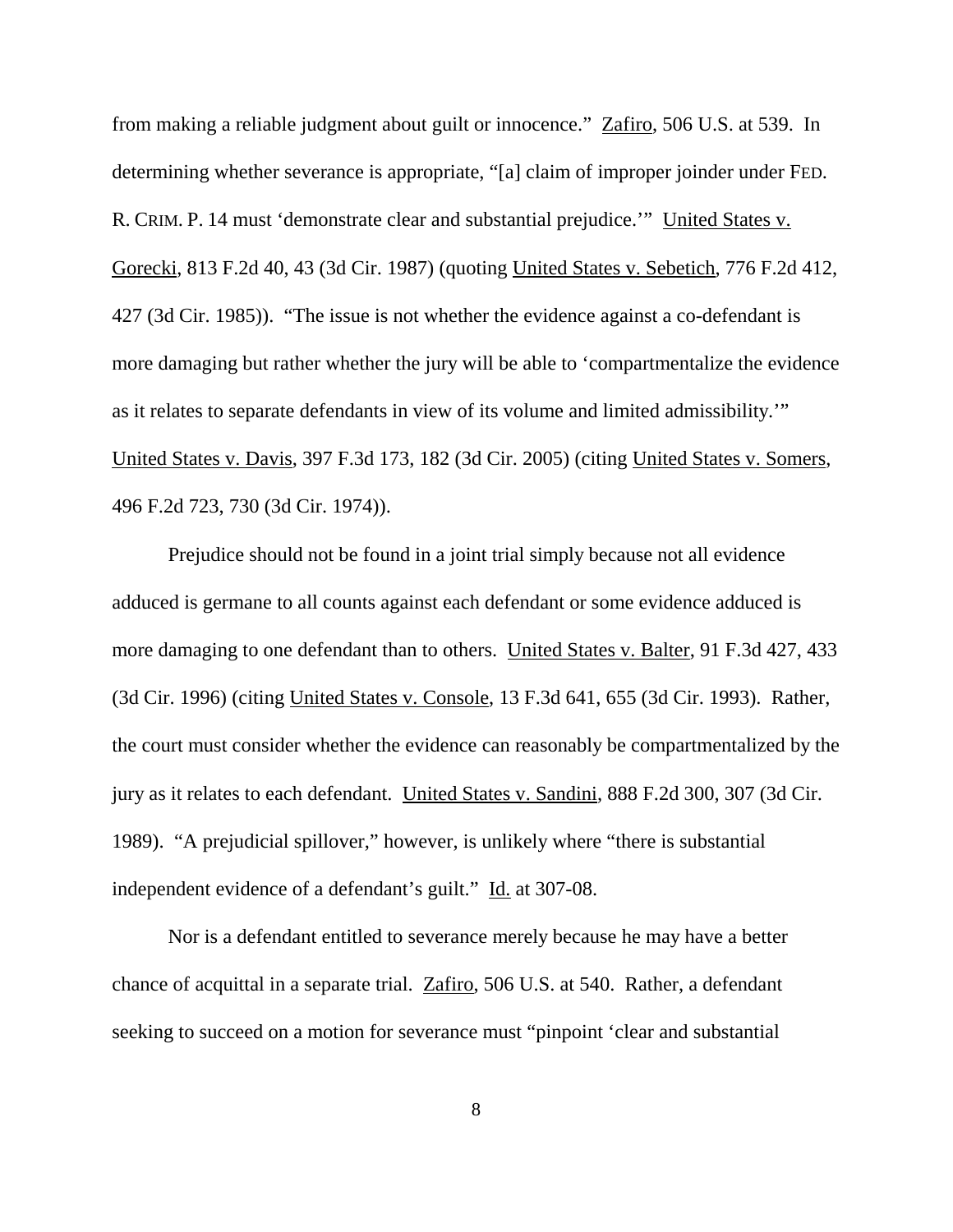from making a reliable judgment about guilt or innocence." Zafiro, 506 U.S. at 539. In determining whether severance is appropriate, "[a] claim of improper joinder under FED. R. CRIM. P. 14 must 'demonstrate clear and substantial prejudice.'" United States v. Gorecki, 813 F.2d 40, 43 (3d Cir. 1987) (quoting United States v. Sebetich, 776 F.2d 412, 427 (3d Cir. 1985)). "The issue is not whether the evidence against a co-defendant is more damaging but rather whether the jury will be able to 'compartmentalize the evidence as it relates to separate defendants in view of its volume and limited admissibility.'" United States v. Davis, 397 F.3d 173, 182 (3d Cir. 2005) (citing United States v. Somers, 496 F.2d 723, 730 (3d Cir. 1974)).

Prejudice should not be found in a joint trial simply because not all evidence adduced is germane to all counts against each defendant or some evidence adduced is more damaging to one defendant than to others. United States v. Balter, 91 F.3d 427, 433 (3d Cir. 1996) (citing United States v. Console, 13 F.3d 641, 655 (3d Cir. 1993). Rather, the court must consider whether the evidence can reasonably be compartmentalized by the jury as it relates to each defendant. United States v. Sandini, 888 F.2d 300, 307 (3d Cir. 1989). "A prejudicial spillover," however, is unlikely where "there is substantial independent evidence of a defendant's guilt." Id. at 307-08.

Nor is a defendant entitled to severance merely because he may have a better chance of acquittal in a separate trial. Zafiro, 506 U.S. at 540. Rather, a defendant seeking to succeed on a motion for severance must "pinpoint 'clear and substantial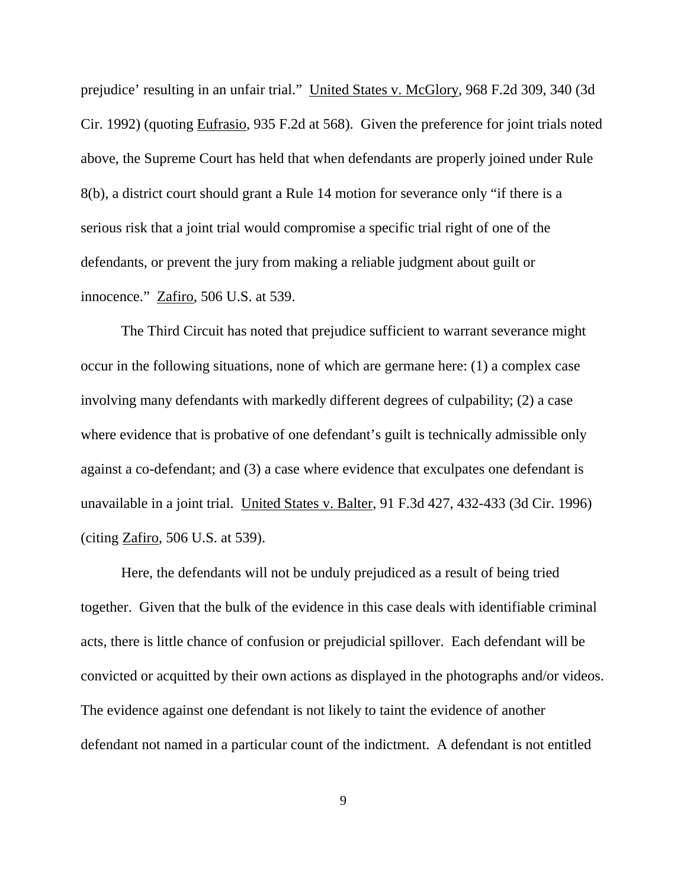prejudice' resulting in an unfair trial." United States v. McGlory, 968 F.2d 309, 340 (3d Cir. 1992) (quoting Eufrasio, 935 F.2d at 568). Given the preference for joint trials noted above, the Supreme Court has held that when defendants are properly joined under Rule 8(b), a district court should grant a Rule 14 motion for severance only "if there is a serious risk that a joint trial would compromise a specific trial right of one of the defendants, or prevent the jury from making a reliable judgment about guilt or innocence." Zafiro, 506 U.S. at 539.

The Third Circuit has noted that prejudice sufficient to warrant severance might occur in the following situations, none of which are germane here: (1) a complex case involving many defendants with markedly different degrees of culpability; (2) a case where evidence that is probative of one defendant's guilt is technically admissible only against a co-defendant; and (3) a case where evidence that exculpates one defendant is unavailable in a joint trial. United States v. Balter, 91 F.3d 427, 432-433 (3d Cir. 1996) (citing Zafiro, 506 U.S. at 539).

Here, the defendants will not be unduly prejudiced as a result of being tried together. Given that the bulk of the evidence in this case deals with identifiable criminal acts, there is little chance of confusion or prejudicial spillover. Each defendant will be convicted or acquitted by their own actions as displayed in the photographs and/or videos. The evidence against one defendant is not likely to taint the evidence of another defendant not named in a particular count of the indictment. A defendant is not entitled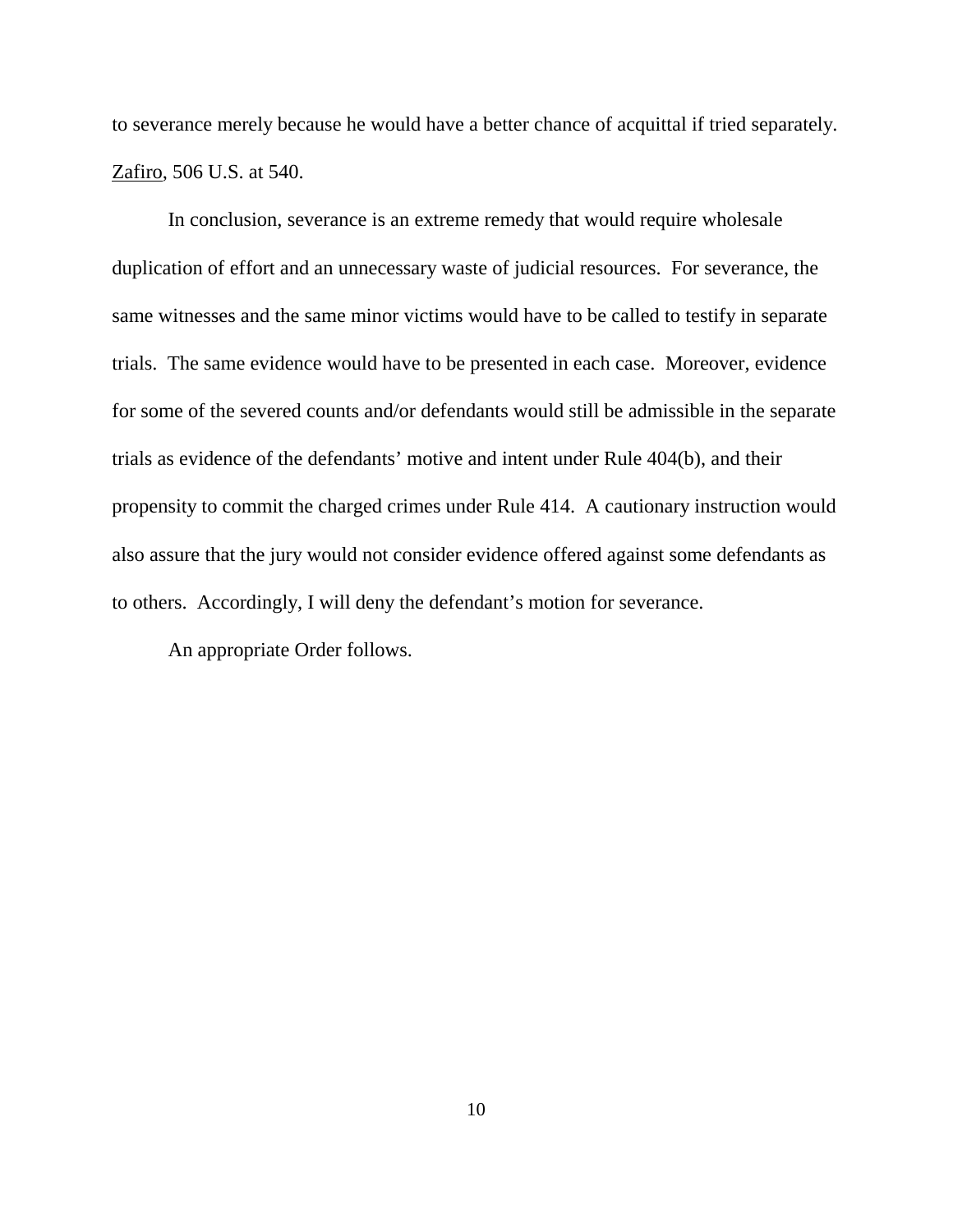to severance merely because he would have a better chance of acquittal if tried separately. Zafiro, 506 U.S. at 540.

In conclusion, severance is an extreme remedy that would require wholesale duplication of effort and an unnecessary waste of judicial resources. For severance, the same witnesses and the same minor victims would have to be called to testify in separate trials. The same evidence would have to be presented in each case. Moreover, evidence for some of the severed counts and/or defendants would still be admissible in the separate trials as evidence of the defendants' motive and intent under Rule 404(b), and their propensity to commit the charged crimes under Rule 414. A cautionary instruction would also assure that the jury would not consider evidence offered against some defendants as to others. Accordingly, I will deny the defendant's motion for severance.

An appropriate Order follows.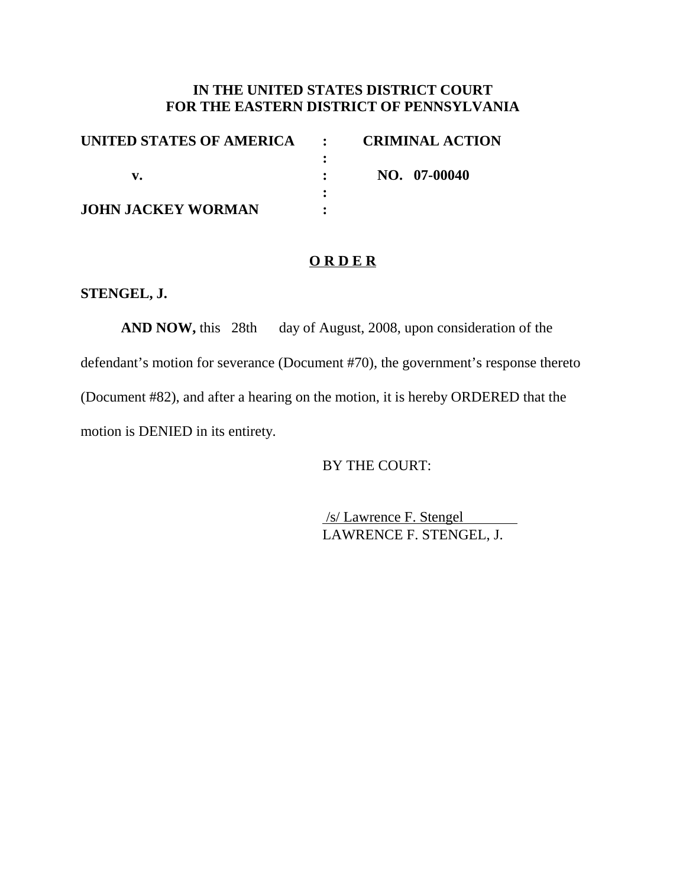**IN THE UNITED STATES DISTRICT COURT**
**FOR THE EASTERN DISTRICT OF PENNSYLVANIA**

| | | |
|---|---|---|
| **UNITED STATES OF AMERICA** | **:** | **CRIMINAL ACTION** |
| | **:** | |
| **v.** | **:** | **NO. 07-00040** |
| | **:** | |
| **JOHN JACKEY WORMAN** | **:** | |

**O R D E R**

**STENGEL, J.**

**AND NOW,** this 28th day of August, 2008, upon consideration of the defendant's motion for severance (Document #70), the government's response thereto (Document #82), and after a hearing on the motion, it is hereby ORDERED that the motion is DENIED in its entirety.

BY THE COURT:

/s/ Lawrence F. Stengel
LAWRENCE F. STENGEL, J.